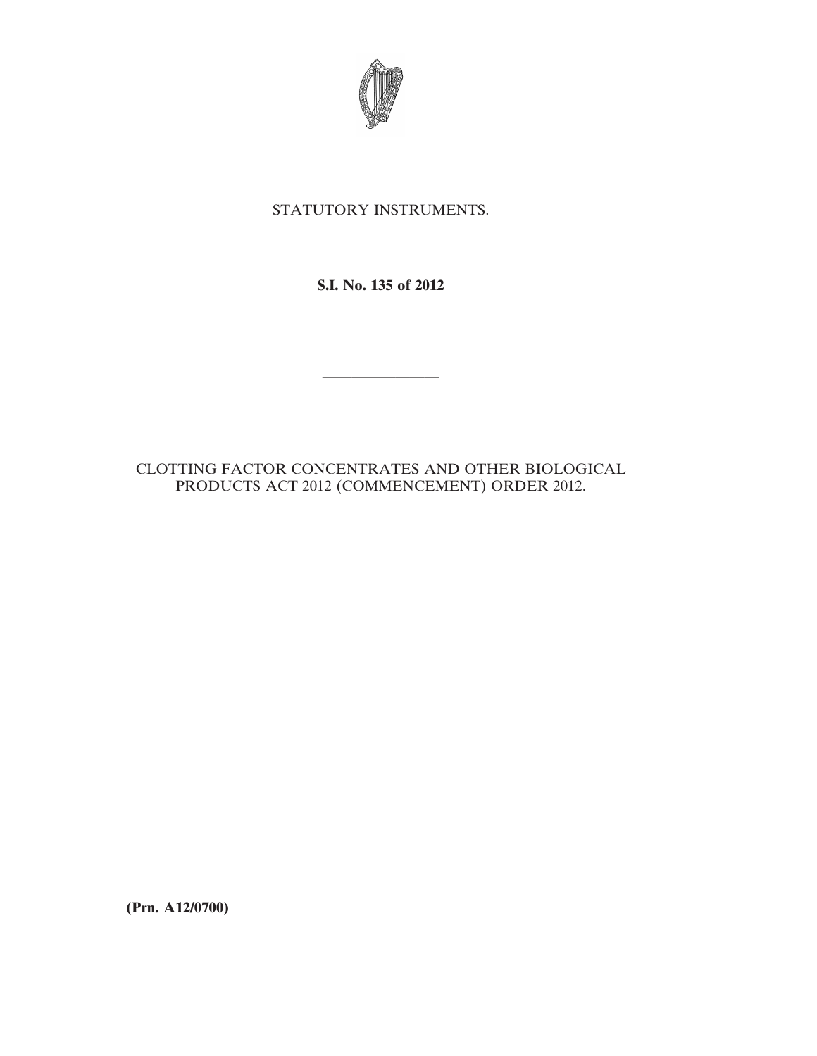STATUTORY INSTRUMENTS.

**S.I. No. 135 of 2012**

---

CLOTTING FACTOR CONCENTRATES AND OTHER BIOLOGICAL PRODUCTS ACT 2012 (COMMENCEMENT) ORDER 2012.

**(Prn. A12/0700)**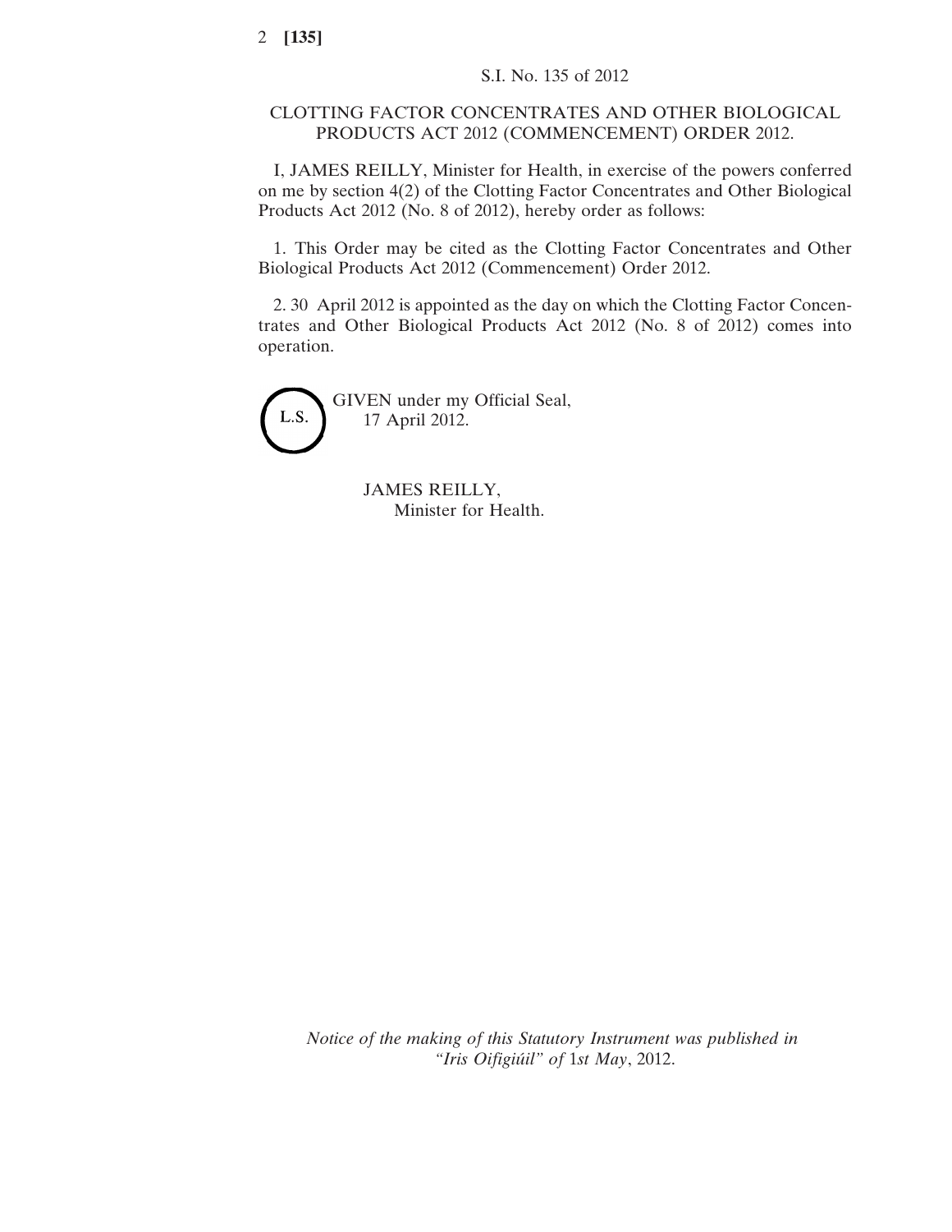S.I. No. 135 of 2012

# CLOTTING FACTOR CONCENTRATES AND OTHER BIOLOGICAL PRODUCTS ACT 2012 (COMMENCEMENT) ORDER 2012.

I, JAMES REILLY, Minister for Health, in exercise of the powers conferred on me by section 4(2) of the Clotting Factor Concentrates and Other Biological Products Act 2012 (No. 8 of 2012), hereby order as follows:

1. This Order may be cited as the Clotting Factor Concentrates and Other Biological Products Act 2012 (Commencement) Order 2012.

2. 30 April 2012 is appointed as the day on which the Clotting Factor Concentrates and Other Biological Products Act 2012 (No. 8 of 2012) comes into operation.

L.S.

GIVEN under my Official Seal,
17 April 2012.

JAMES REILLY,
Minister for Health.

*Notice of the making of this Statutory Instrument was published in "Iris Oifigiúil" of 1st May, 2012.*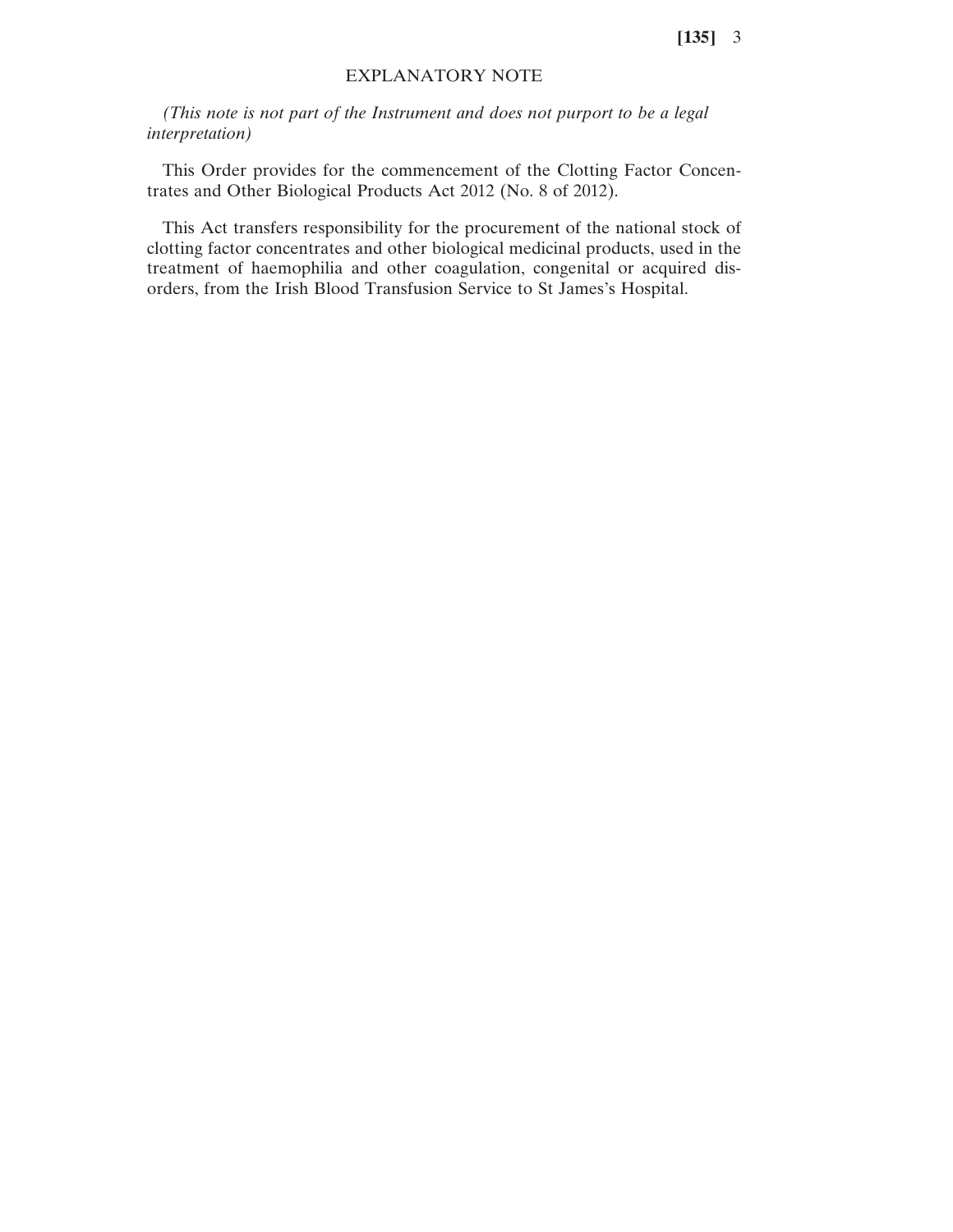## EXPLANATORY NOTE

*(This note is not part of the Instrument and does not purport to be a legal interpretation)*

This Order provides for the commencement of the Clotting Factor Concentrates and Other Biological Products Act 2012 (No. 8 of 2012).

This Act transfers responsibility for the procurement of the national stock of clotting factor concentrates and other biological medicinal products, used in the treatment of haemophilia and other coagulation, congenital or acquired disorders, from the Irish Blood Transfusion Service to St James's Hospital.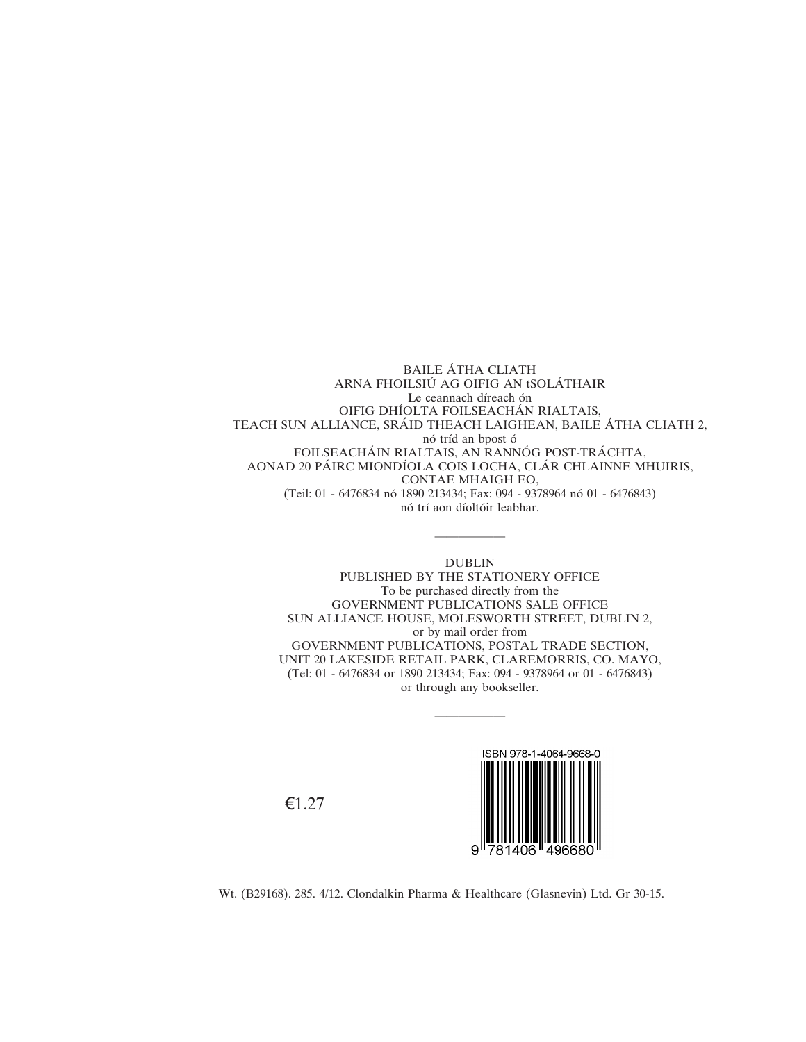BAILE ÁTHA CLIATH
ARNA FHOILSIÚ AG OIFIG AN tSOLÁTHAIR
Le ceannach díreach ón
OIFIG DHÍOLTA FOILSEACHÁN RIALTAIS,
TEACH SUN ALLIANCE, SRÁID THEACH LAIGHEAN, BAILE ÁTHA CLIATH 2,
nó tríd an bpost ó
FOILSEACHÁIN RIALTAIS, AN RANNÓG POST-TRÁCHTA,
AONAD 20 PÁIRC MIONDÍOLA COIS LOCHA, CLÁR CHLAINNE MHUIRIS,
CONTAE MHAIGH EO,
(Teil: 01 - 6476834 nó 1890 213434; Fax: 094 - 9378964 nó 01 - 6476843)
nó trí aon díoltóir leabhar.

---

DUBLIN
PUBLISHED BY THE STATIONERY OFFICE
To be purchased directly from the
GOVERNMENT PUBLICATIONS SALE OFFICE
SUN ALLIANCE HOUSE, MOLESWORTH STREET, DUBLIN 2,
or by mail order from
GOVERNMENT PUBLICATIONS, POSTAL TRADE SECTION,
UNIT 20 LAKESIDE RETAIL PARK, CLAREMORRIS, CO. MAYO,
(Tel: 01 - 6476834 or 1890 213434; Fax: 094 - 9378964 or 01 - 6476843)
or through any bookseller.

---

€1.27

ISBN 978-1-4064-9668-0

9 781406 496680

Wt. (B29168). 285. 4/12. Clondalkin Pharma & Healthcare (Glasnevin) Ltd. Gr 30-15.